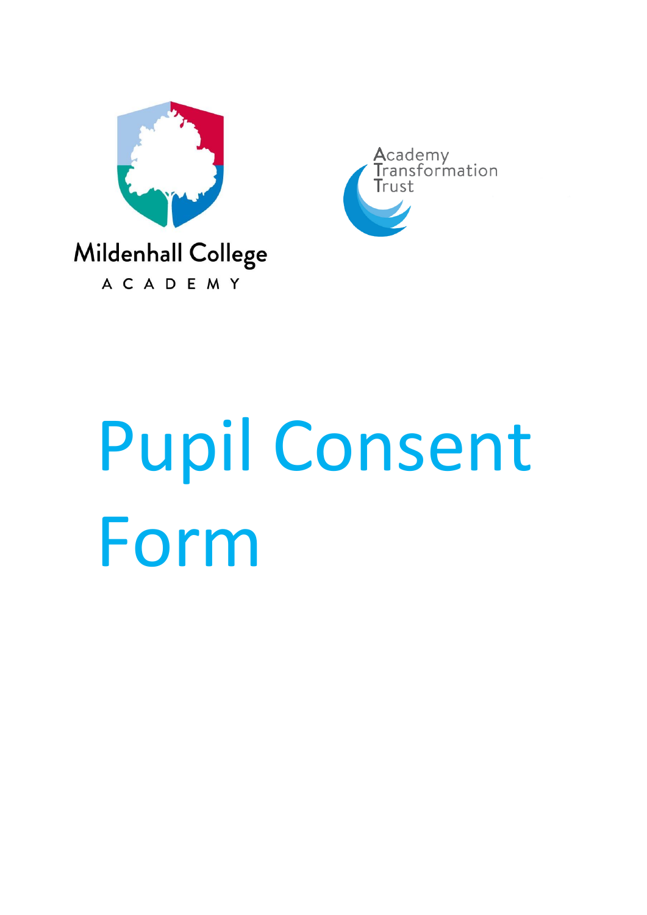Mildenhall College

ACADEMY

Academy Transformation Trust

# Pupil Consent Form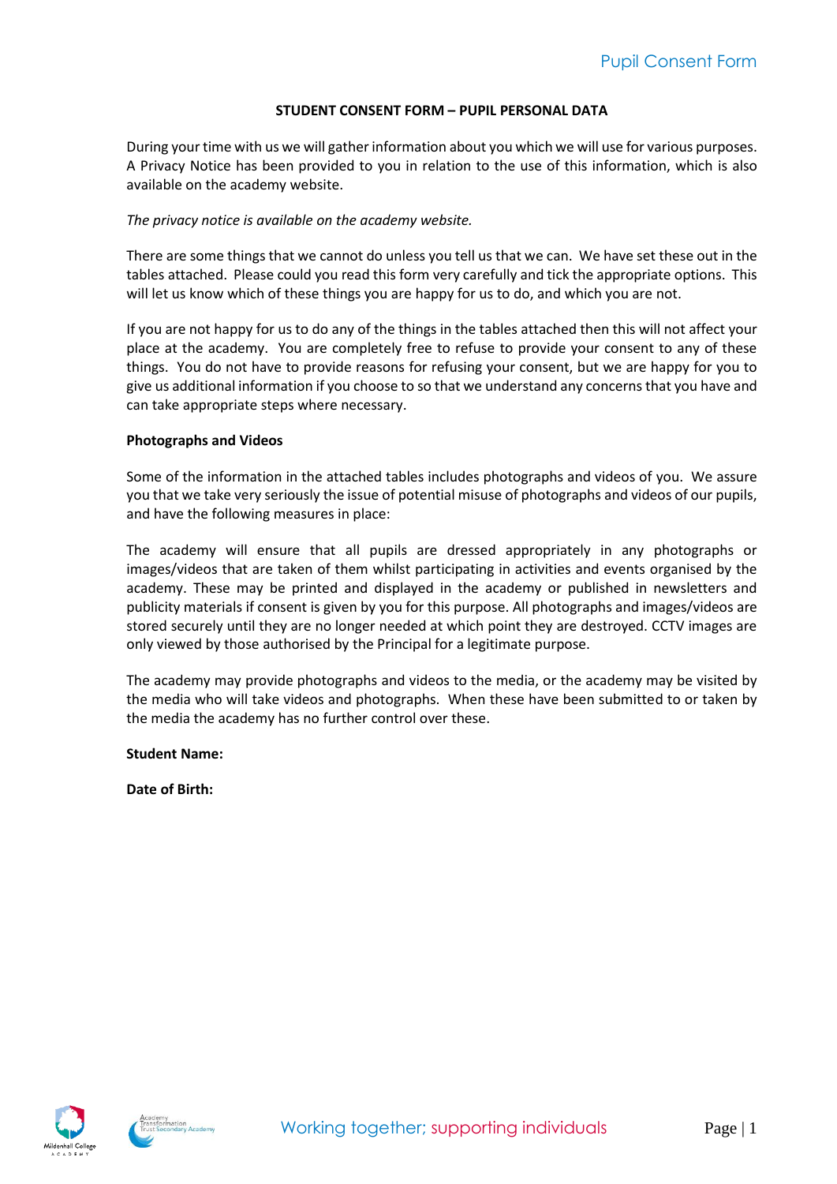**STUDENT CONSENT FORM – PUPIL PERSONAL DATA**

During your time with us we will gather information about you which we will use for various purposes. A Privacy Notice has been provided to you in relation to the use of this information, which is also available on the academy website.

*The privacy notice is available on the academy website.*

There are some things that we cannot do unless you tell us that we can. We have set these out in the tables attached. Please could you read this form very carefully and tick the appropriate options. This will let us know which of these things you are happy for us to do, and which you are not.

If you are not happy for us to do any of the things in the tables attached then this will not affect your place at the academy. You are completely free to refuse to provide your consent to any of these things. You do not have to provide reasons for refusing your consent, but we are happy for you to give us additional information if you choose to so that we understand any concerns that you have and can take appropriate steps where necessary.

**Photographs and Videos**

Some of the information in the attached tables includes photographs and videos of you. We assure you that we take very seriously the issue of potential misuse of photographs and videos of our pupils, and have the following measures in place:

The academy will ensure that all pupils are dressed appropriately in any photographs or images/videos that are taken of them whilst participating in activities and events organised by the academy. These may be printed and displayed in the academy or published in newsletters and publicity materials if consent is given by you for this purpose. All photographs and images/videos are stored securely until they are no longer needed at which point they are destroyed. CCTV images are only viewed by those authorised by the Principal for a legitimate purpose.

The academy may provide photographs and videos to the media, or the academy may be visited by the media who will take videos and photographs. When these have been submitted to or taken by the media the academy has no further control over these.

**Student Name:**

**Date of Birth:**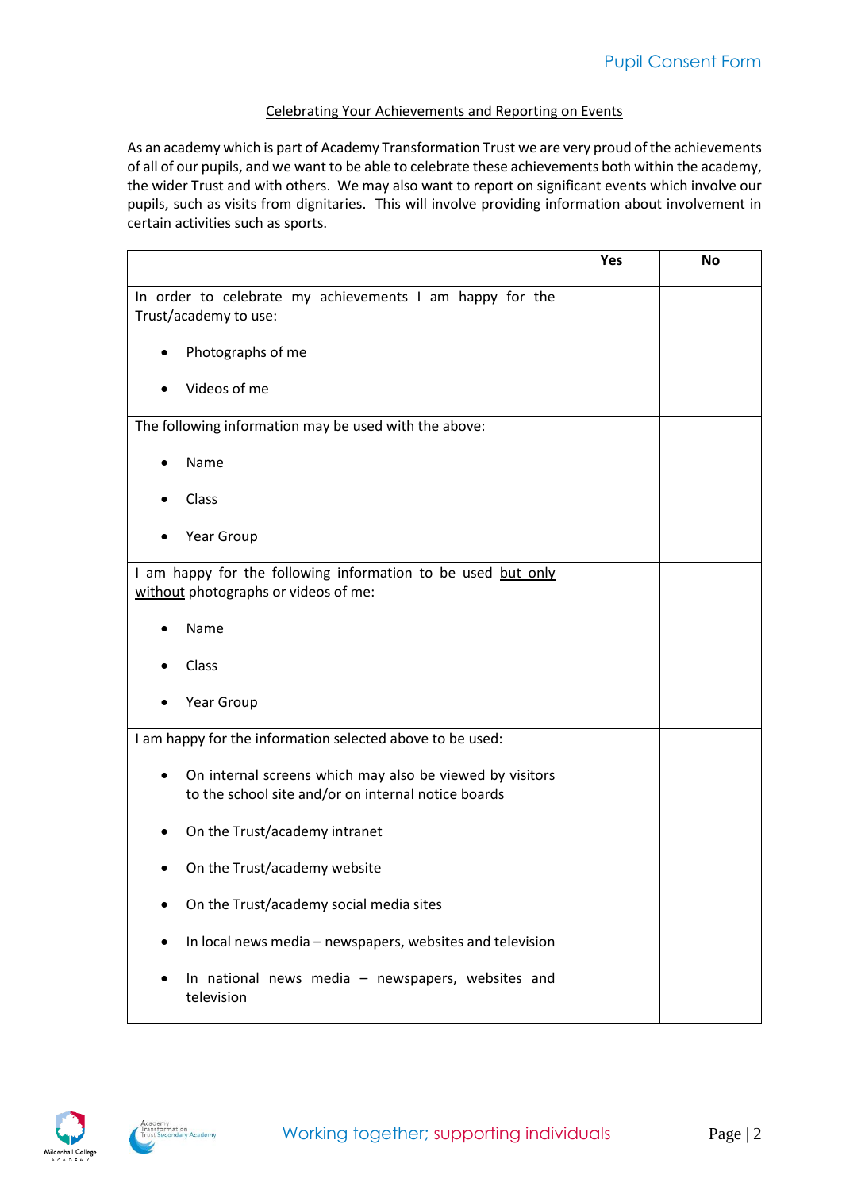Celebrating Your Achievements and Reporting on Events

As an academy which is part of Academy Transformation Trust we are very proud of the achievements of all of our pupils, and we want to be able to celebrate these achievements both within the academy, the wider Trust and with others. We may also want to report on significant events which involve our pupils, such as visits from dignitaries. This will involve providing information about involvement in certain activities such as sports.

| | Yes | No |
|---|---|---|
| In order to celebrate my achievements I am happy for the Trust/academy to use:<br>• Photographs of me<br>• Videos of me | | |
| The following information may be used with the above:<br>• Name<br>• Class<br>• Year Group | | |
| I am happy for the following information to be used <u>but only without</u> photographs or videos of me:<br>• Name<br>• Class<br>• Year Group | | |
| I am happy for the information selected above to be used:<br>• On internal screens which may also be viewed by visitors to the school site and/or on internal notice boards<br>• On the Trust/academy intranet<br>• On the Trust/academy website<br>• On the Trust/academy social media sites<br>• In local news media – newspapers, websites and television<br>• In national news media – newspapers, websites and television | | |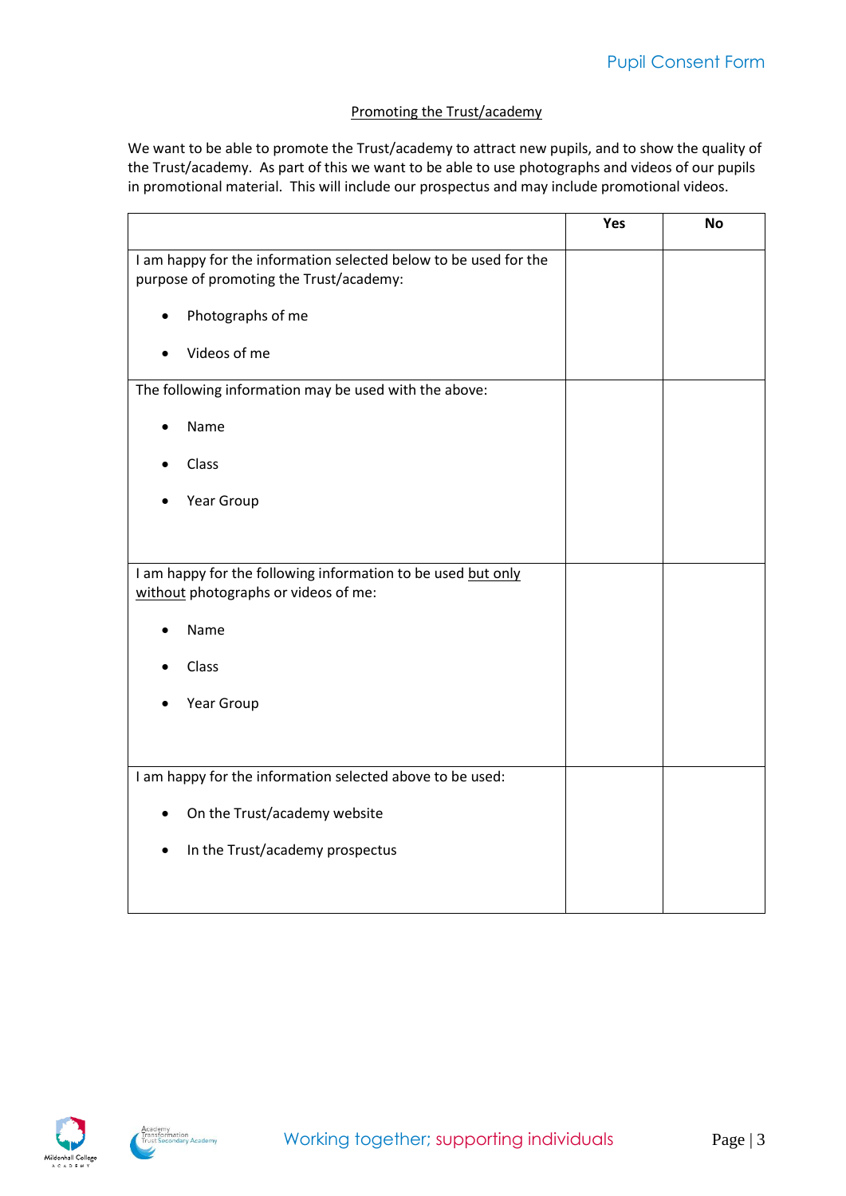## Promoting the Trust/academy

We want to be able to promote the Trust/academy to attract new pupils, and to show the quality of the Trust/academy. As part of this we want to be able to use photographs and videos of our pupils in promotional material. This will include our prospectus and may include promotional videos.

| | Yes | No |
|---|---|---|
| I am happy for the information selected below to be used for the purpose of promoting the Trust/academy:<br><br>• Photographs of me<br><br>• Videos of me | | |
| The following information may be used with the above:<br><br>• Name<br><br>• Class<br><br>• Year Group | | |
| I am happy for the following information to be used <u>but only without</u> photographs or videos of me:<br><br>• Name<br><br>• Class<br><br>• Year Group | | |
| I am happy for the information selected above to be used:<br><br>• On the Trust/academy website<br><br>• In the Trust/academy prospectus | | |